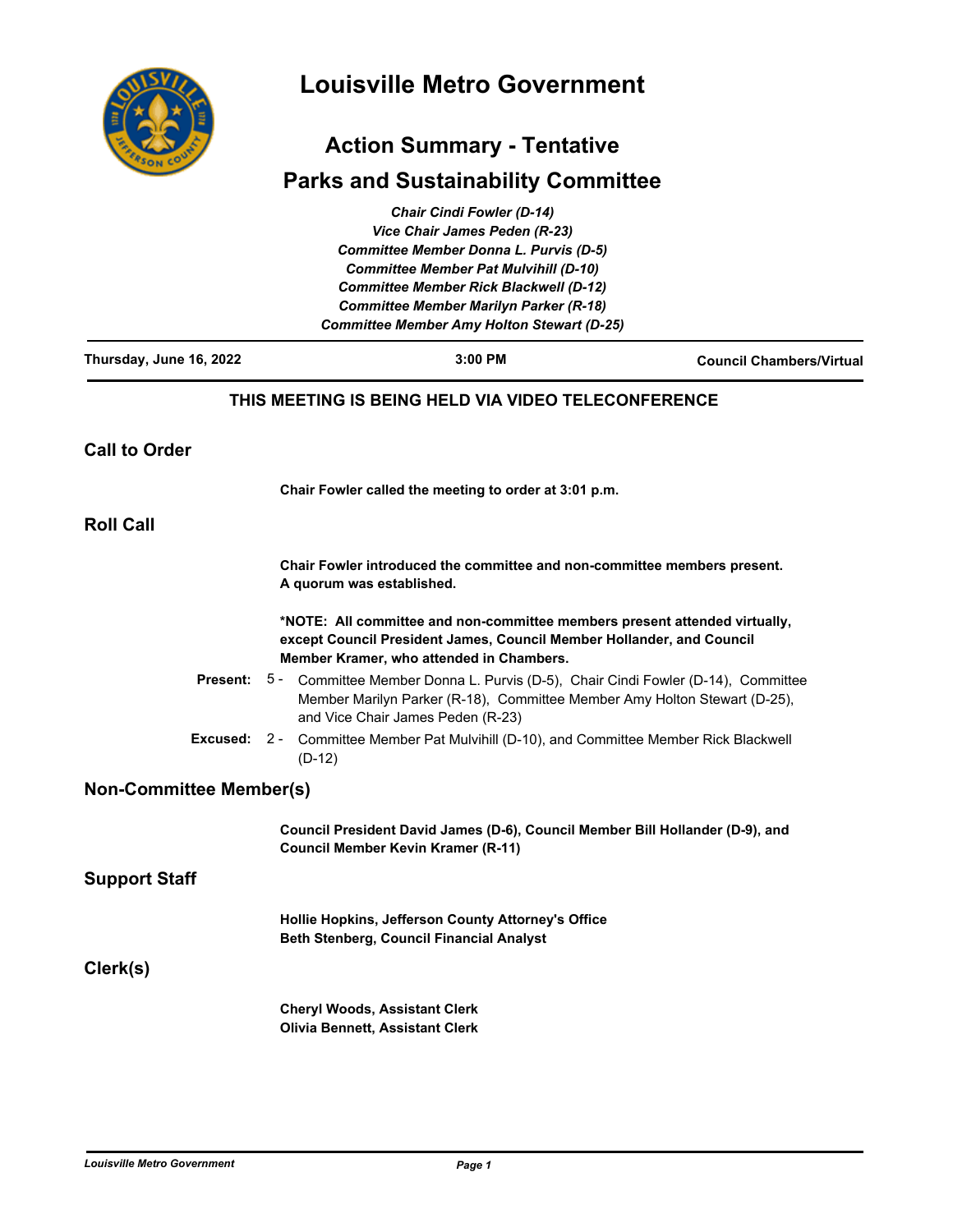# Louisville Metro Government

## Action Summary - Tentative

## Parks and Sustainability Committee

*Chair Cindi Fowler (D-14)*
*Vice Chair James Peden (R-23)*
*Committee Member Donna L. Purvis (D-5)*
*Committee Member Pat Mulvihill (D-10)*
*Committee Member Rick Blackwell (D-12)*
*Committee Member Marilyn Parker (R-18)*
*Committee Member Amy Holton Stewart (D-25)*

**Thursday, June 16, 2022** | **3:00 PM** | **Council Chambers/Virtual**

**THIS MEETING IS BEING HELD VIA VIDEO TELECONFERENCE**

### Call to Order

**Chair Fowler called the meeting to order at 3:01 p.m.**

### Roll Call

**Chair Fowler introduced the committee and non-committee members present. A quorum was established.**

***NOTE: All committee and non-committee members present attended virtually, except Council President James, Council Member Hollander, and Council Member Kramer, who attended in Chambers.**

**Present:** 5 - Committee Member Donna L. Purvis (D-5), Chair Cindi Fowler (D-14), Committee Member Marilyn Parker (R-18), Committee Member Amy Holton Stewart (D-25), and Vice Chair James Peden (R-23)

**Excused:** 2 - Committee Member Pat Mulvihill (D-10), and Committee Member Rick Blackwell (D-12)

### Non-Committee Member(s)

**Council President David James (D-6), Council Member Bill Hollander (D-9), and Council Member Kevin Kramer (R-11)**

### Support Staff

**Hollie Hopkins, Jefferson County Attorney's Office**
**Beth Stenberg, Council Financial Analyst**

### Clerk(s)

**Cheryl Woods, Assistant Clerk**
**Olivia Bennett, Assistant Clerk**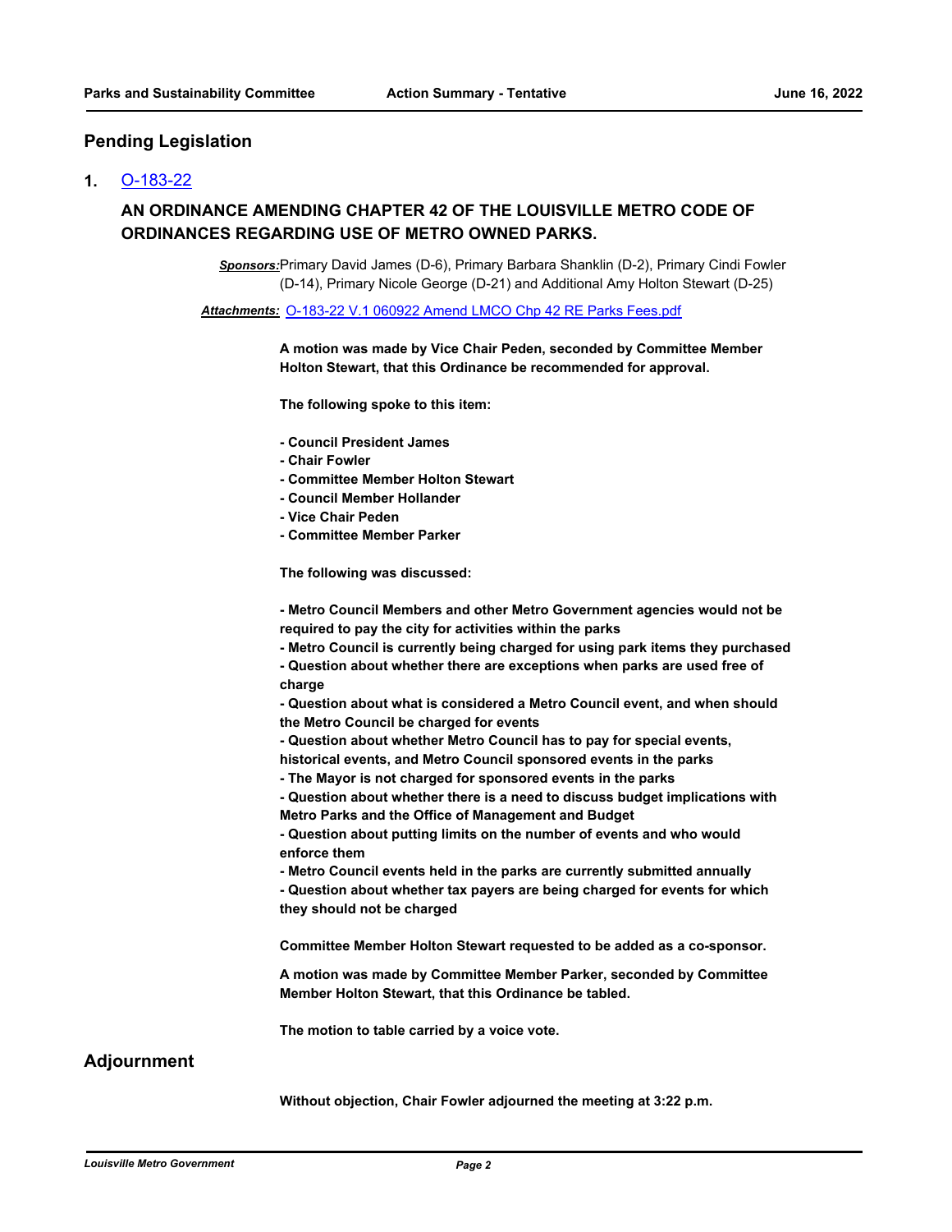## Pending Legislation

**1.** [O-183-22](O-183-22)

### AN ORDINANCE AMENDING CHAPTER 42 OF THE LOUISVILLE METRO CODE OF ORDINANCES REGARDING USE OF METRO OWNED PARKS.

***Sponsors:*** Primary David James (D-6), Primary Barbara Shanklin (D-2), Primary Cindi Fowler (D-14), Primary Nicole George (D-21) and Additional Amy Holton Stewart (D-25)

***Attachments:*** O-183-22 V.1 060922 Amend LMCO Chp 42 RE Parks Fees.pdf

**A motion was made by Vice Chair Peden, seconded by Committee Member Holton Stewart, that this Ordinance be recommended for approval.**

**The following spoke to this item:**

**- Council President James**
**- Chair Fowler**
**- Committee Member Holton Stewart**
**- Council Member Hollander**
**- Vice Chair Peden**
**- Committee Member Parker**

**The following was discussed:**

**- Metro Council Members and other Metro Government agencies would not be required to pay the city for activities within the parks**
**- Metro Council is currently being charged for using park items they purchased**
**- Question about whether there are exceptions when parks are used free of charge**
**- Question about what is considered a Metro Council event, and when should the Metro Council be charged for events**
**- Question about whether Metro Council has to pay for special events, historical events, and Metro Council sponsored events in the parks**
**- The Mayor is not charged for sponsored events in the parks**
**- Question about whether there is a need to discuss budget implications with Metro Parks and the Office of Management and Budget**
**- Question about putting limits on the number of events and who would enforce them**
**- Metro Council events held in the parks are currently submitted annually**
**- Question about whether tax payers are being charged for events for which they should not be charged**

**Committee Member Holton Stewart requested to be added as a co-sponsor.**

**A motion was made by Committee Member Parker, seconded by Committee Member Holton Stewart, that this Ordinance be tabled.**

**The motion to table carried by a voice vote.**

## Adjournment

**Without objection, Chair Fowler adjourned the meeting at 3:22 p.m.**